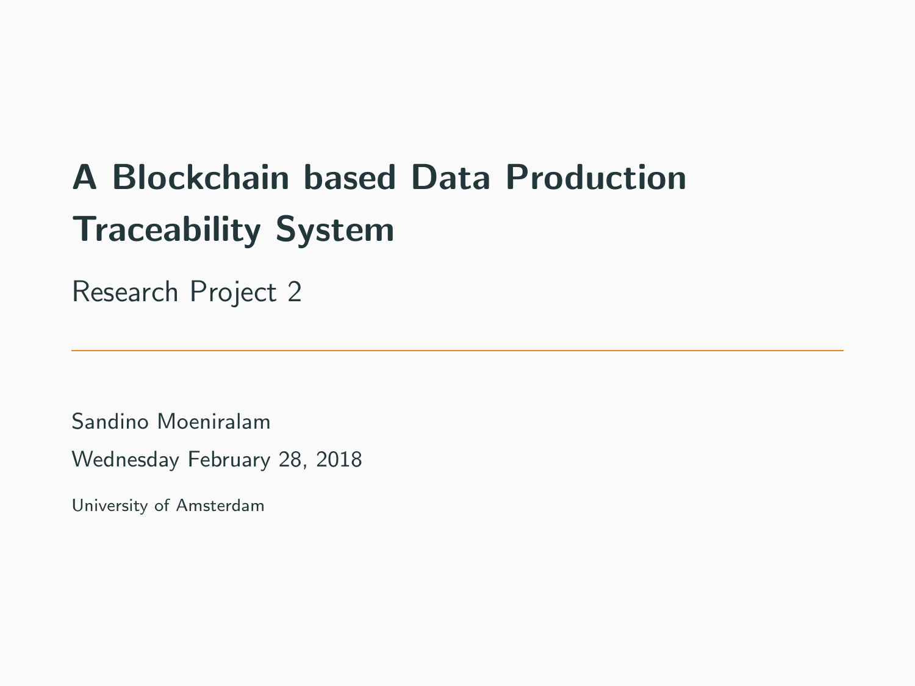# A Blockchain based Data Production Traceability System

Research Project 2

---

Sandino Moeniralam

Wednesday February 28, 2018

University of Amsterdam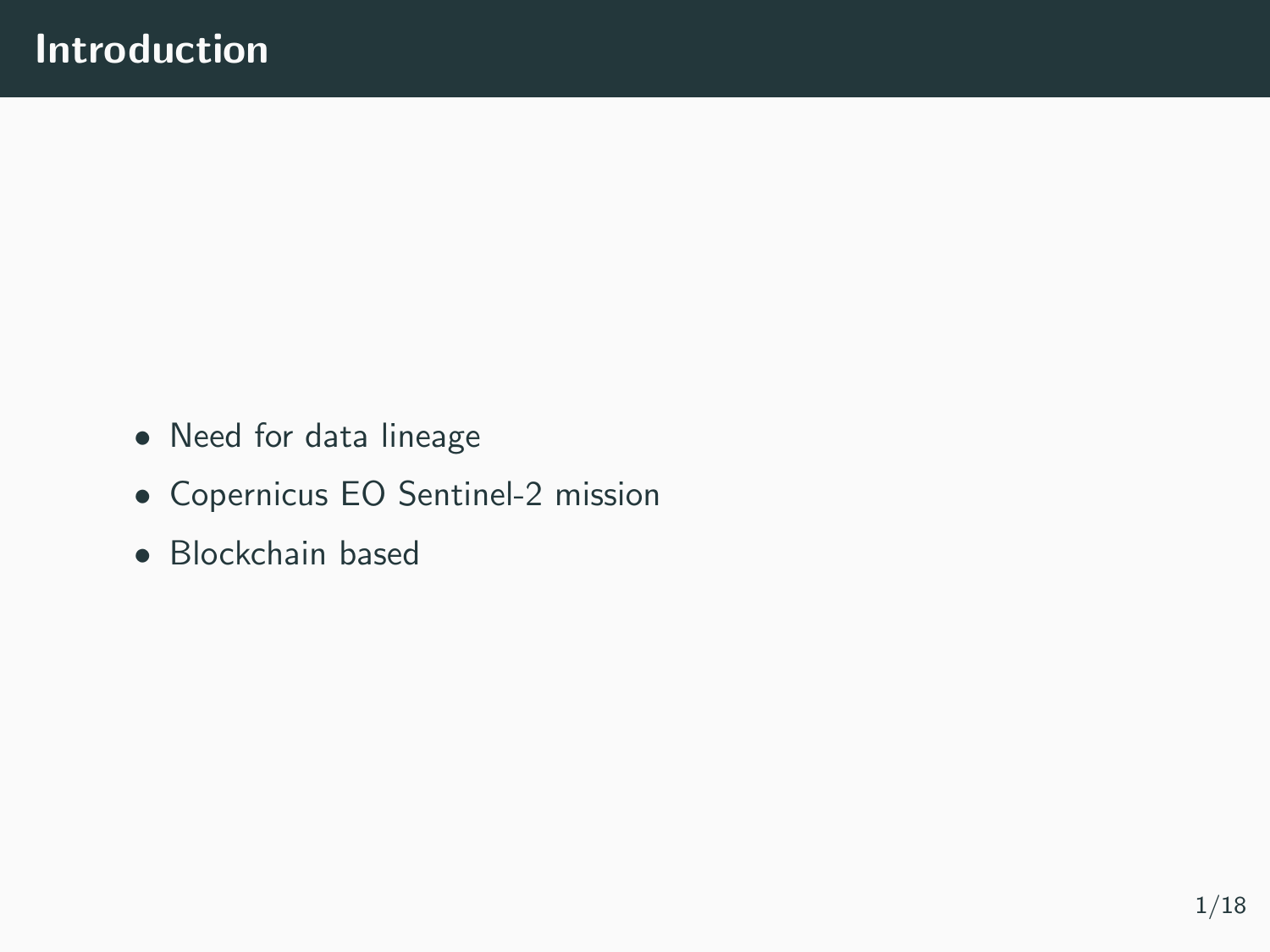# Introduction

- Need for data lineage
- Copernicus EO Sentinel-2 mission
- Blockchain based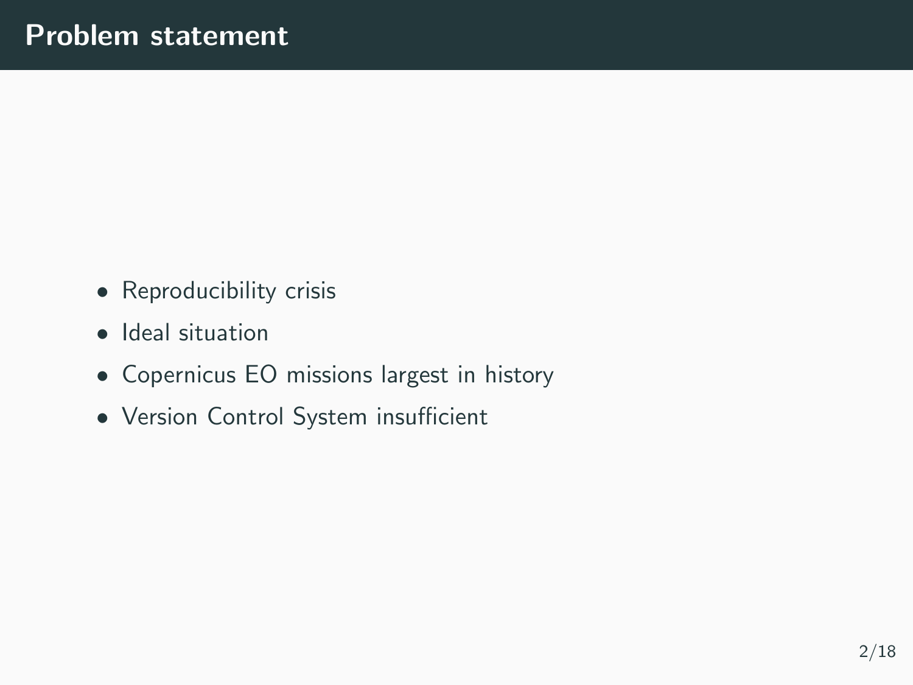# Problem statement

- Reproducibility crisis
- Ideal situation
- Copernicus EO missions largest in history
- Version Control System insufficient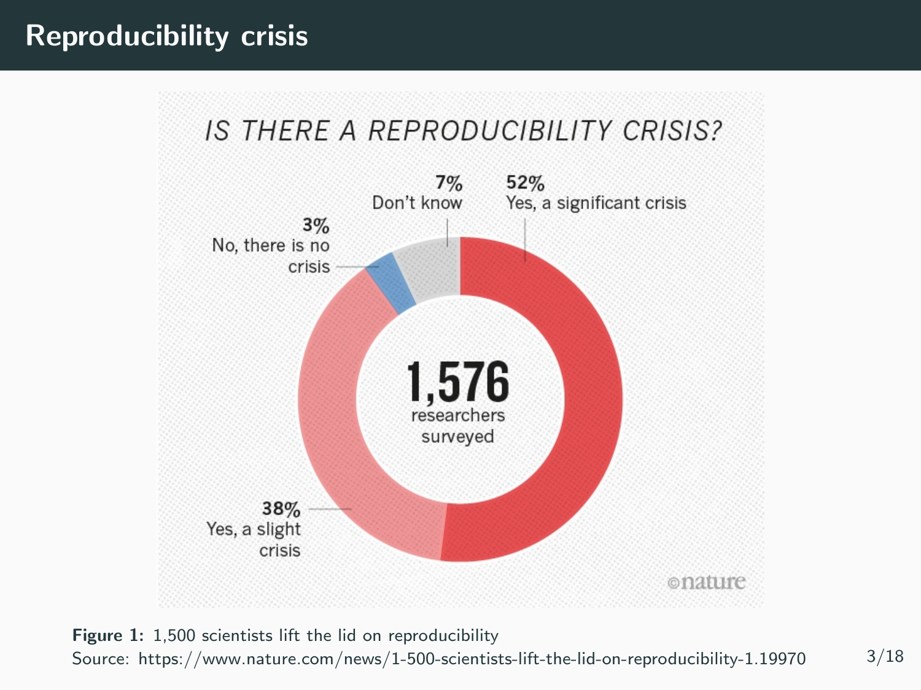# Reproducibility crisis

IS THERE A REPRODUCIBILITY CRISIS?

- 52% Yes, a significant crisis
- 38% Yes, a slight crisis
- 7% Don't know
- 3% No, there is no crisis

1,576 researchers surveyed

©nature

**Figure 1:** 1,500 scientists lift the lid on reproducibility
Source: https://www.nature.com/news/1-500-scientists-lift-the-lid-on-reproducibility-1.19970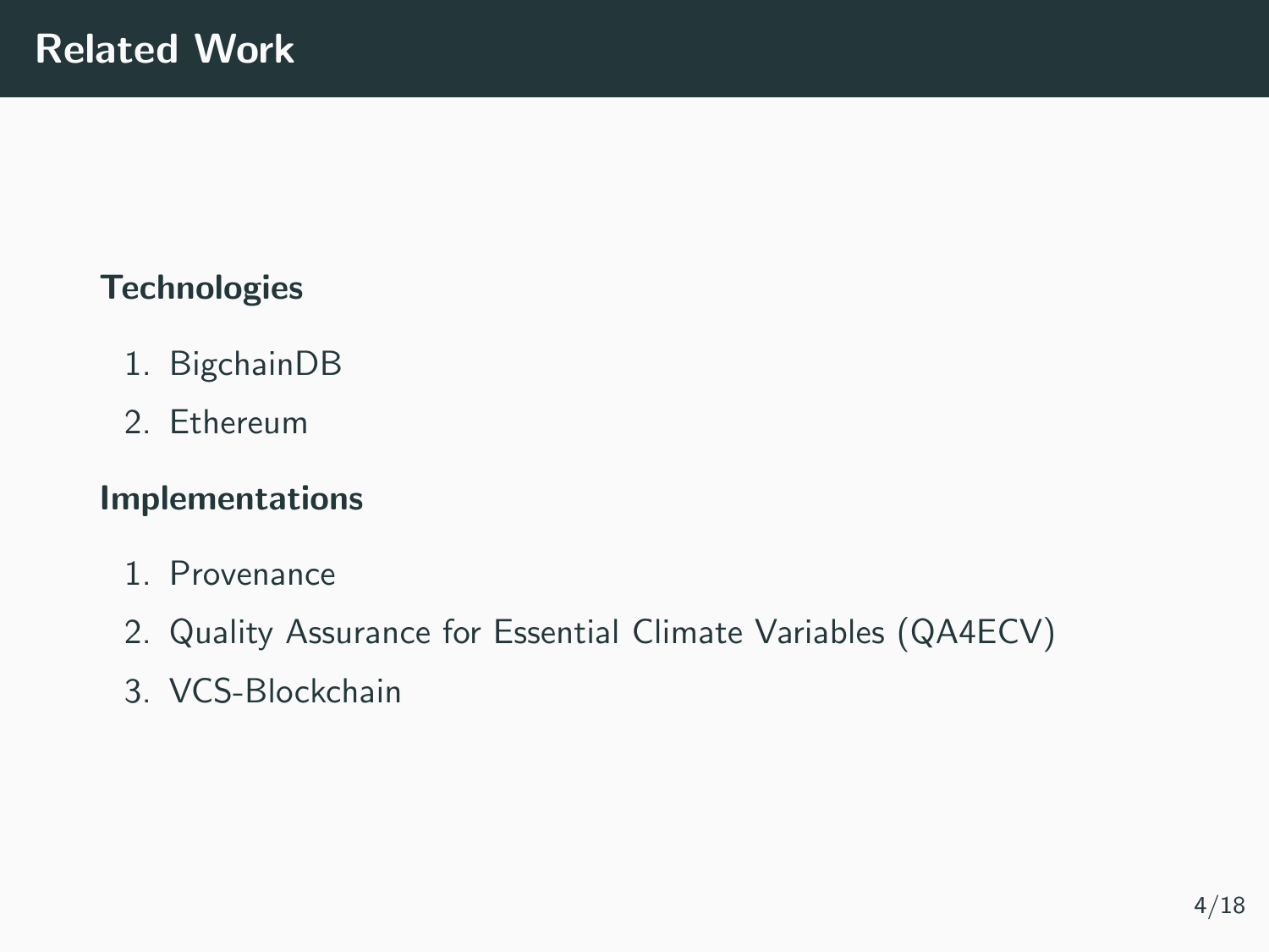# Related Work

### Technologies

1. BigchainDB
2. Ethereum

### Implementations

1. Provenance
2. Quality Assurance for Essential Climate Variables (QA4ECV)
3. VCS-Blockchain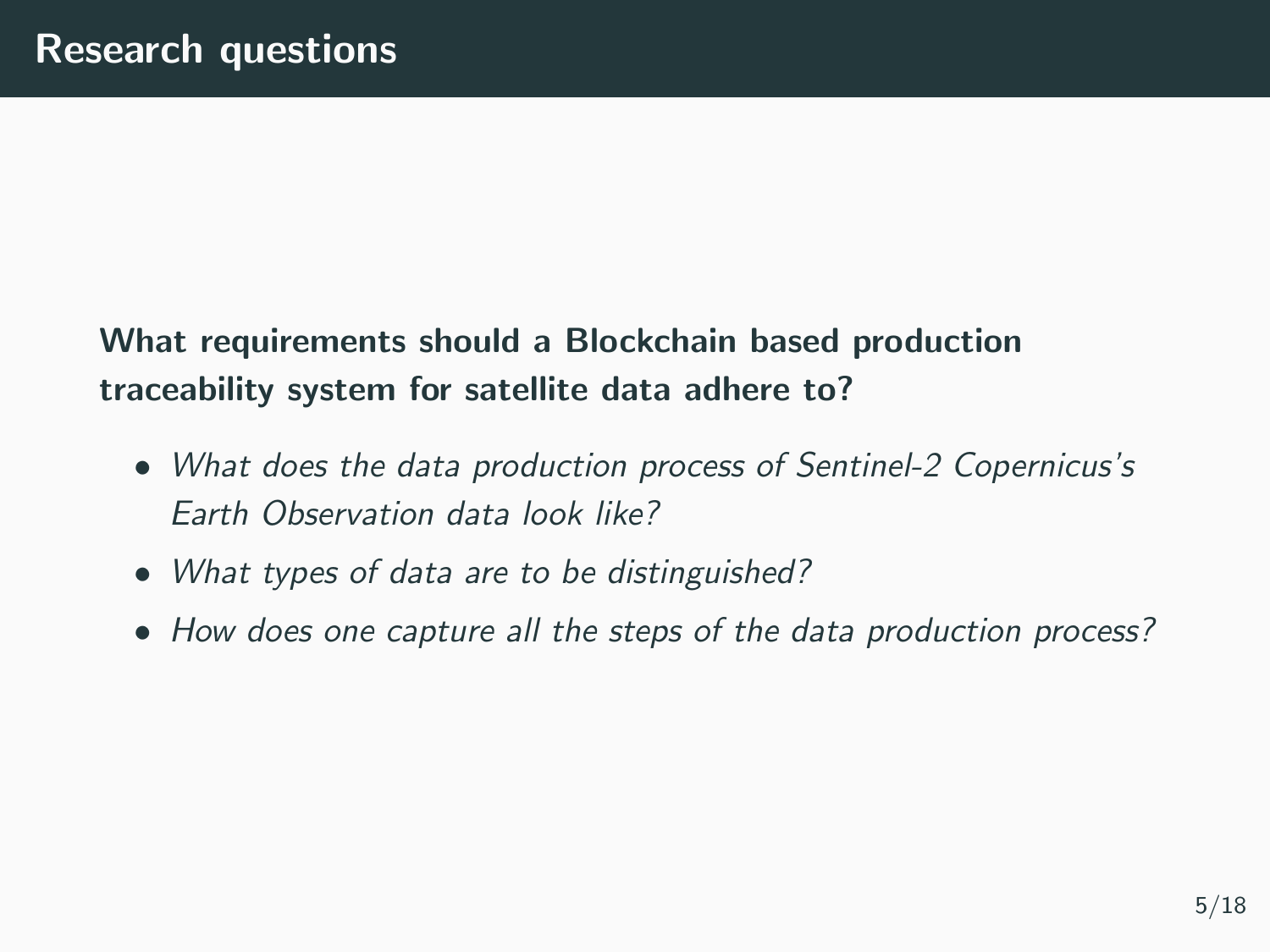# Research questions

**What requirements should a Blockchain based production traceability system for satellite data adhere to?**

- *What does the data production process of Sentinel-2 Copernicus's Earth Observation data look like?*
- *What types of data are to be distinguished?*
- *How does one capture all the steps of the data production process?*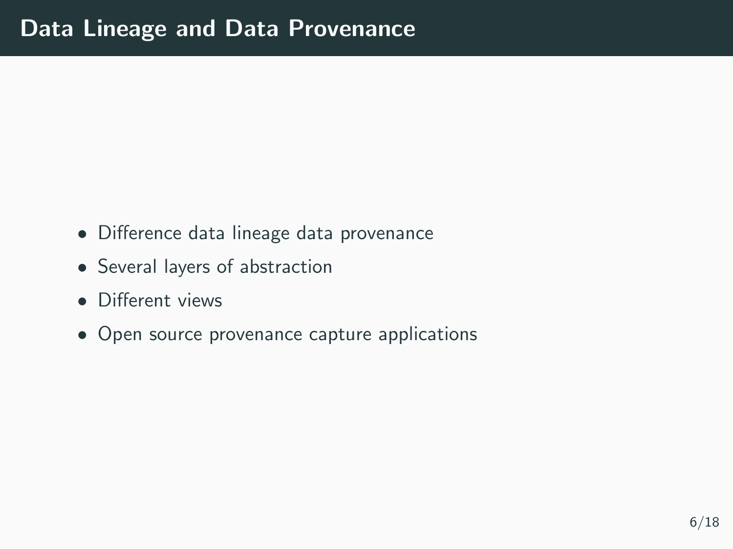# Data Lineage and Data Provenance

- Difference data lineage data provenance
- Several layers of abstraction
- Different views
- Open source provenance capture applications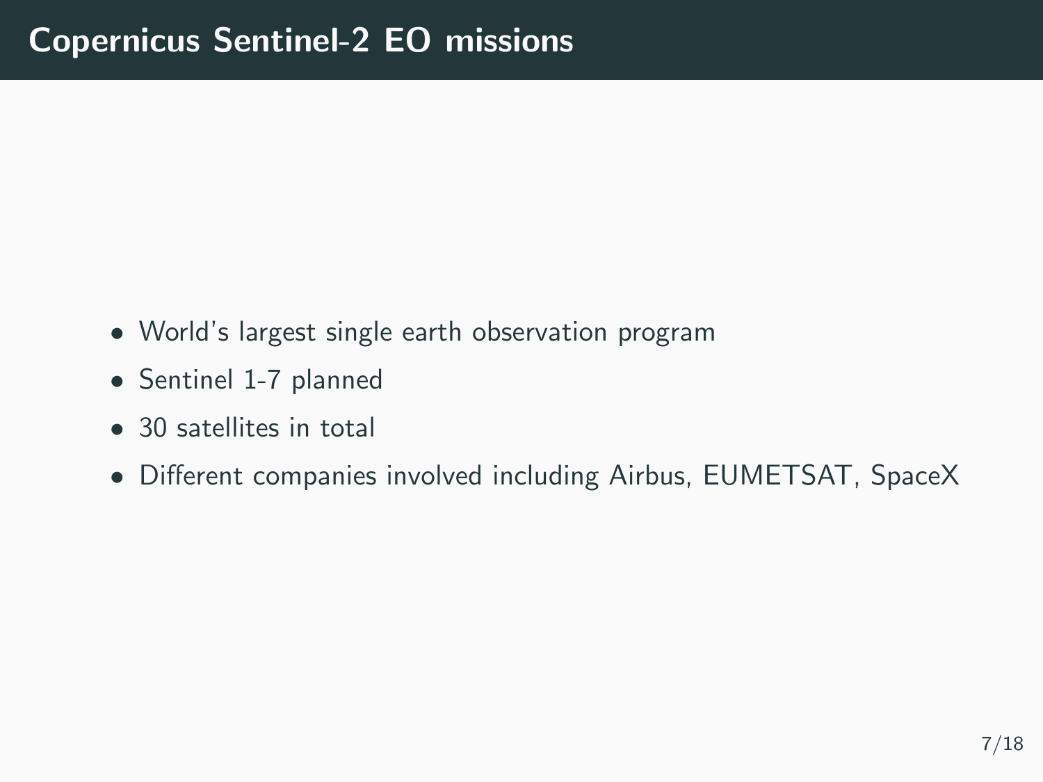# Copernicus Sentinel-2 EO missions

- World's largest single earth observation program
- Sentinel 1-7 planned
- 30 satellites in total
- Different companies involved including Airbus, EUMETSAT, SpaceX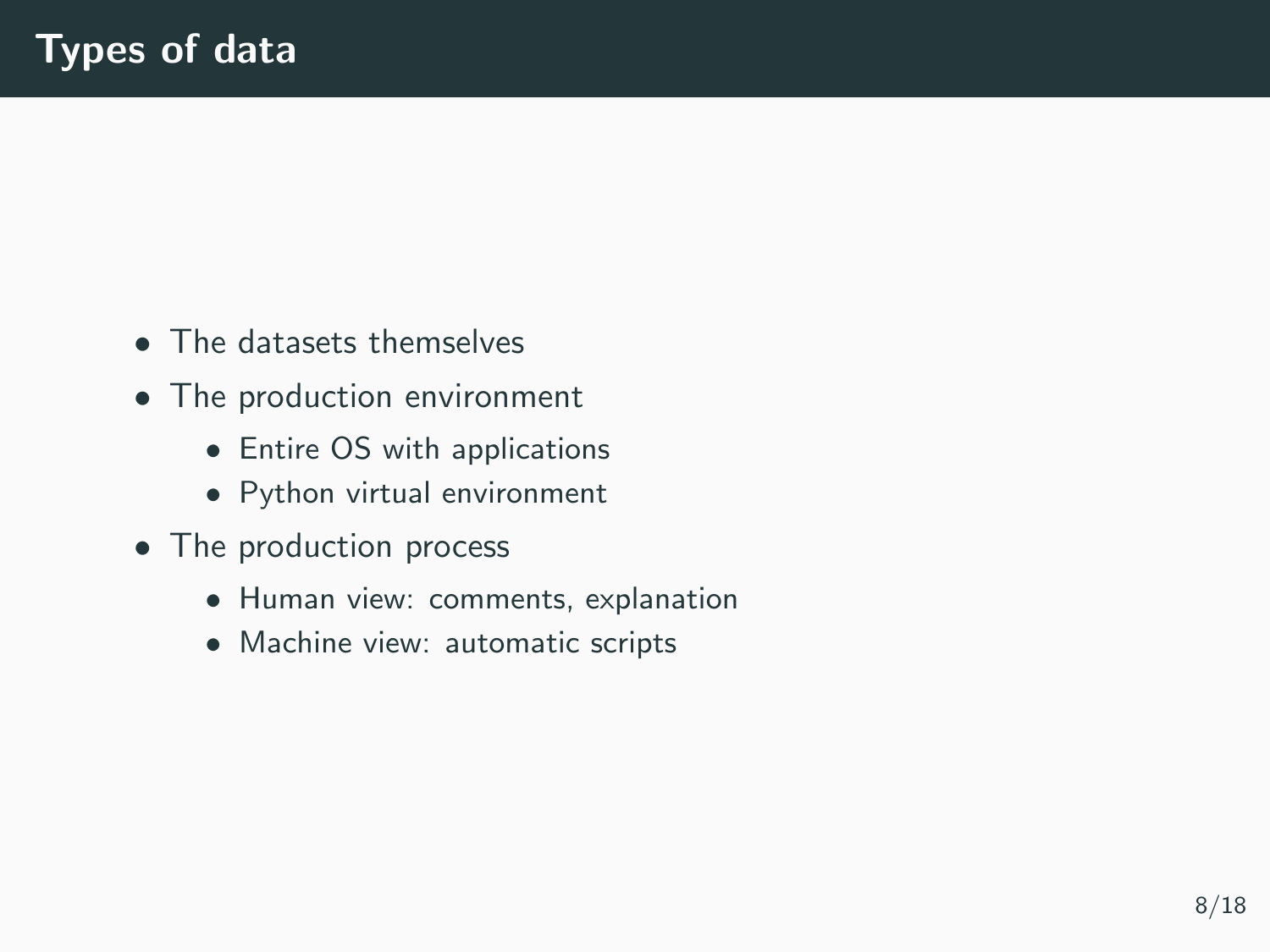# Types of data

- The datasets themselves
- The production environment
  - Entire OS with applications
  - Python virtual environment
- The production process
  - Human view: comments, explanation
  - Machine view: automatic scripts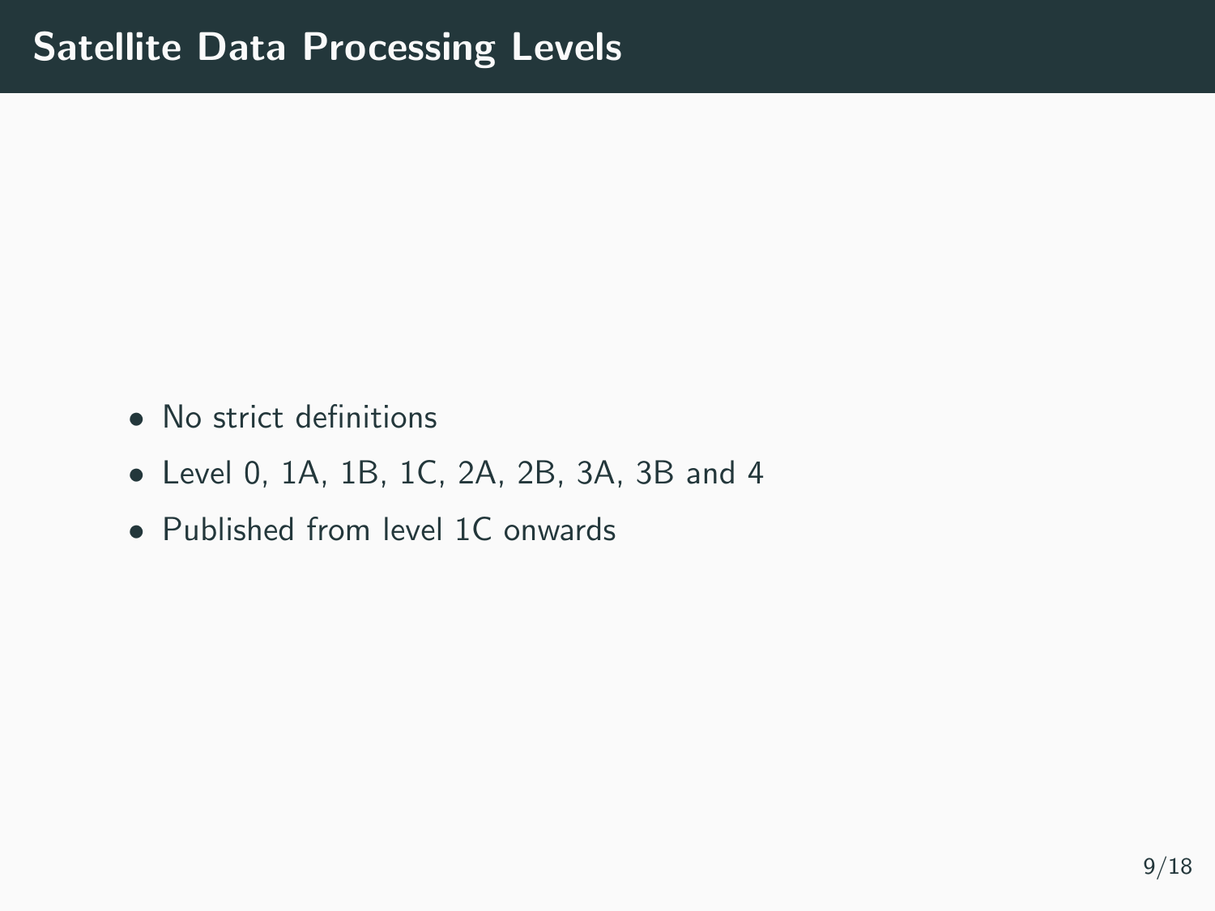# Satellite Data Processing Levels

- No strict definitions
- Level 0, 1A, 1B, 1C, 2A, 2B, 3A, 3B and 4
- Published from level 1C onwards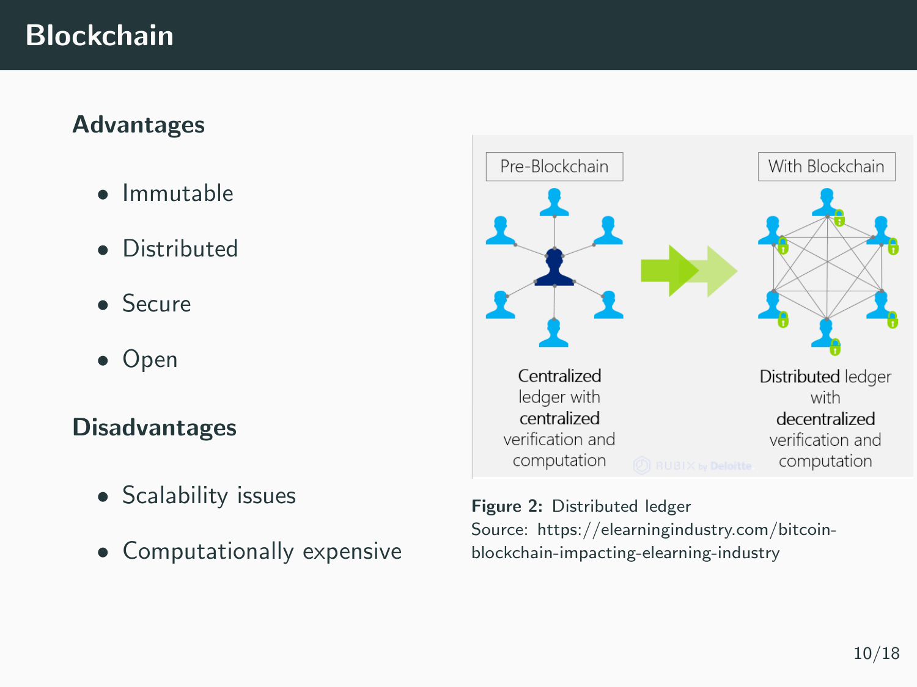# Blockchain

### Advantages

- Immutable
- Distributed
- Secure
- Open

### Disadvantages

- Scalability issues
- Computationally expensive

**Figure 2:** Distributed ledger
Source: https://elearningindustry.com/bitcoin-blockchain-impacting-elearning-industry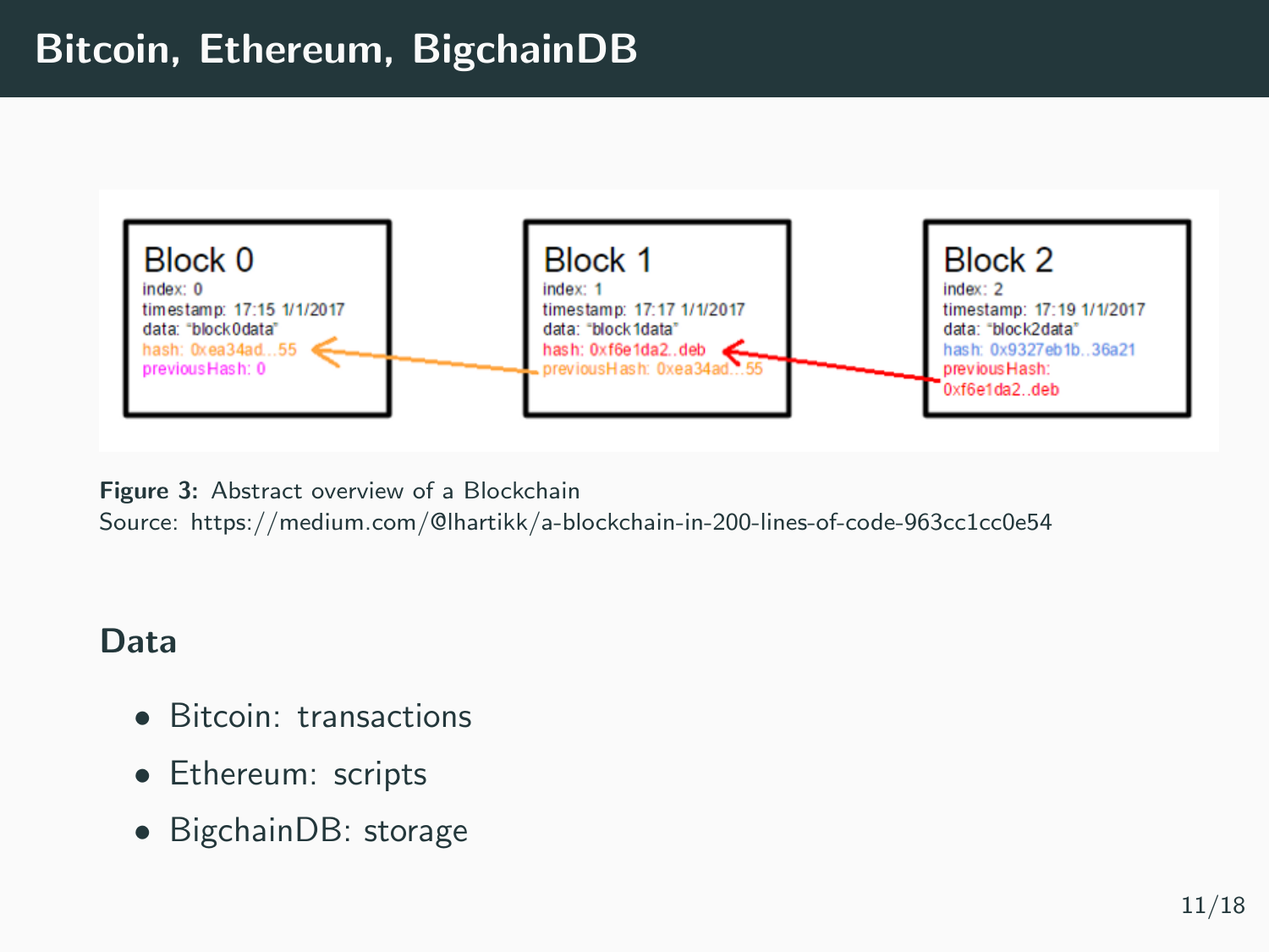# Bitcoin, Ethereum, BigchainDB

**Figure 3:** Abstract overview of a Blockchain
Source: https://medium.com/@lhartikk/a-blockchain-in-200-lines-of-code-963cc1cc0e54

## Data

- Bitcoin: transactions
- Ethereum: scripts
- BigchainDB: storage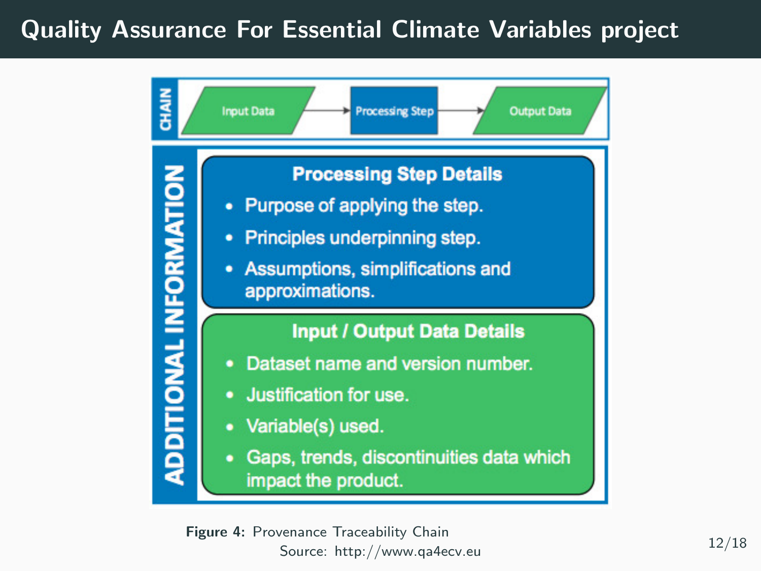# Quality Assurance For Essential Climate Variables project

CHAIN

Input Data → Processing Step → Output Data

ADDITIONAL INFORMATION

**Processing Step Details**

- Purpose of applying the step.
- Principles underpinning step.
- Assumptions, simplifications and approximations.

**Input / Output Data Details**

- Dataset name and version number.
- Justification for use.
- Variable(s) used.
- Gaps, trends, discontinuities data which impact the product.

**Figure 4:** Provenance Traceability Chain
Source: http://www.qa4ecv.eu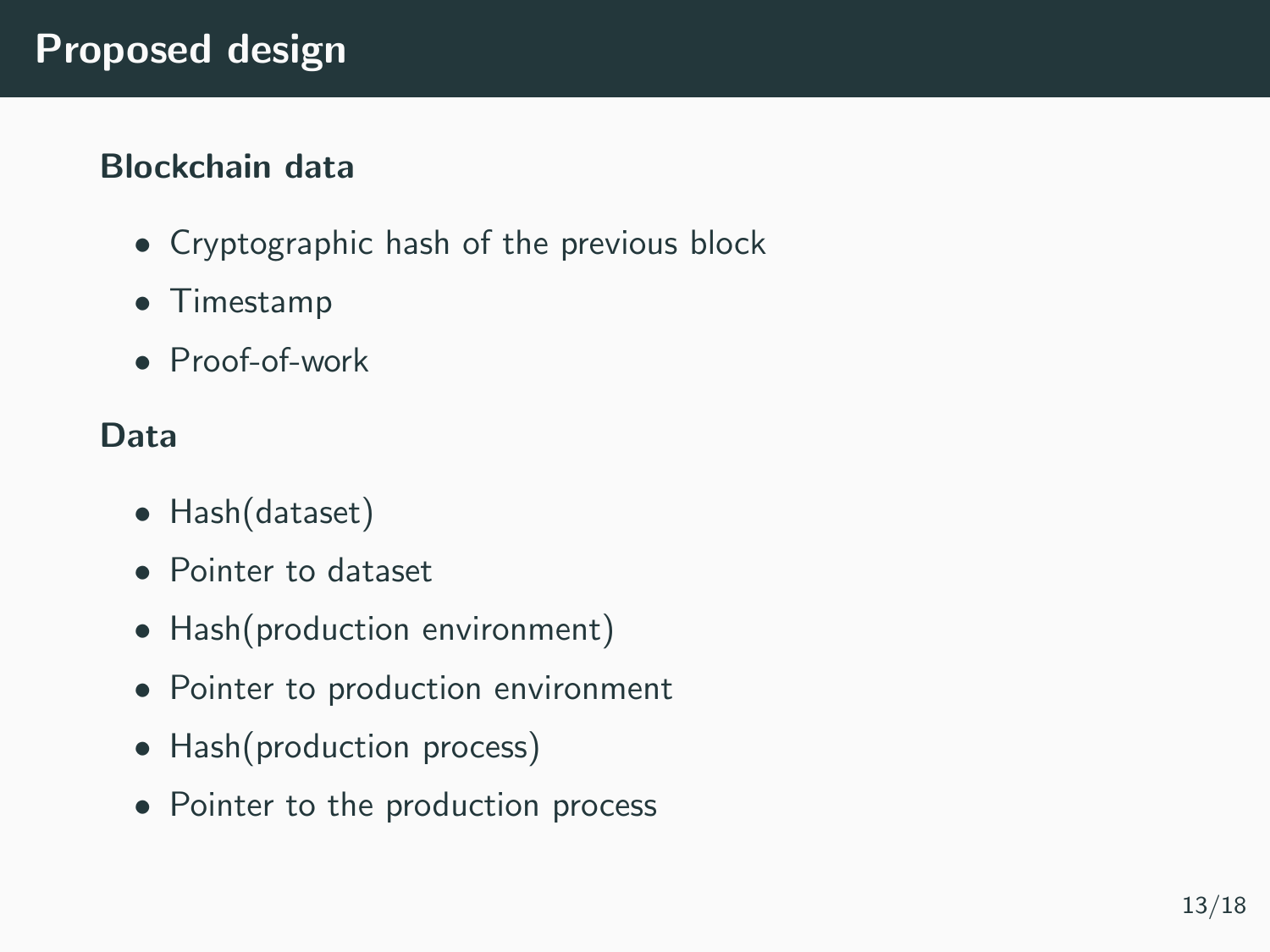# Proposed design

### Blockchain data

- Cryptographic hash of the previous block
- Timestamp
- Proof-of-work

### Data

- Hash(dataset)
- Pointer to dataset
- Hash(production environment)
- Pointer to production environment
- Hash(production process)
- Pointer to the production process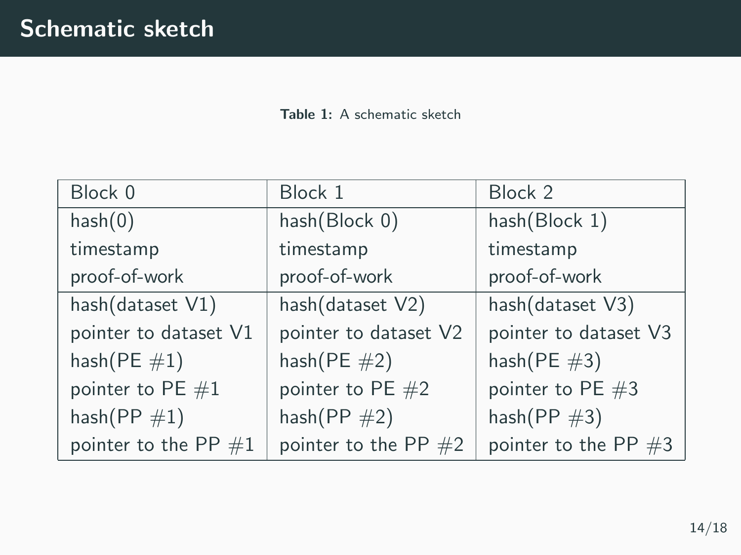# Schematic sketch

**Table 1:** A schematic sketch

| Block 0 | Block 1 | Block 2 |
|---|---|---|
| hash(0)<br>timestamp<br>proof-of-work | hash(Block 0)<br>timestamp<br>proof-of-work | hash(Block 1)<br>timestamp<br>proof-of-work |
| hash(dataset V1)<br>pointer to dataset V1<br>hash(PE #1)<br>pointer to PE #1<br>hash(PP #1)<br>pointer to the PP #1 | hash(dataset V2)<br>pointer to dataset V2<br>hash(PE #2)<br>pointer to PE #2<br>hash(PP #2)<br>pointer to the PP #2 | hash(dataset V3)<br>pointer to dataset V3<br>hash(PE #3)<br>pointer to PE #3<br>hash(PP #3)<br>pointer to the PP #3 |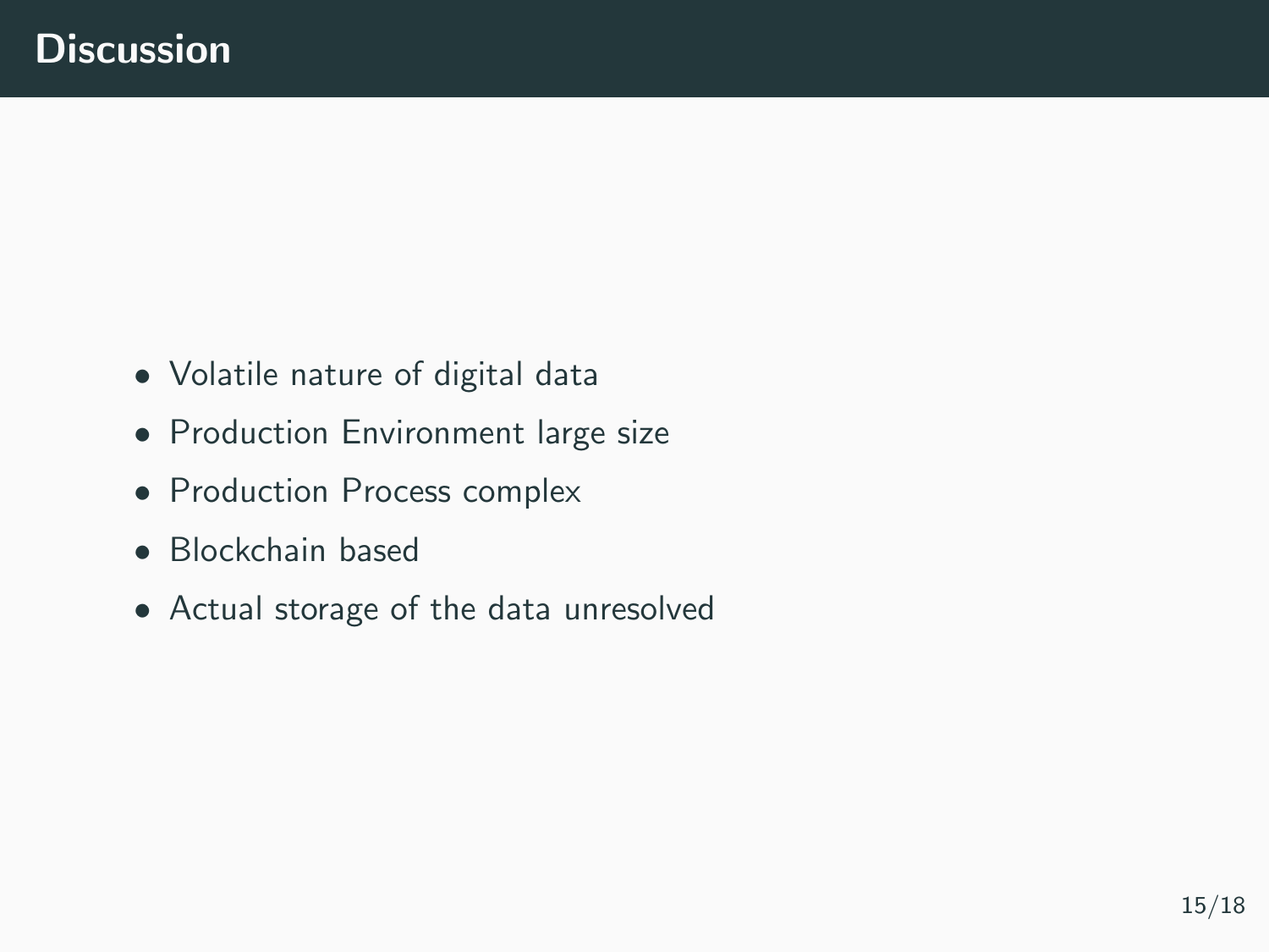# Discussion

- Volatile nature of digital data
- Production Environment large size
- Production Process complex
- Blockchain based
- Actual storage of the data unresolved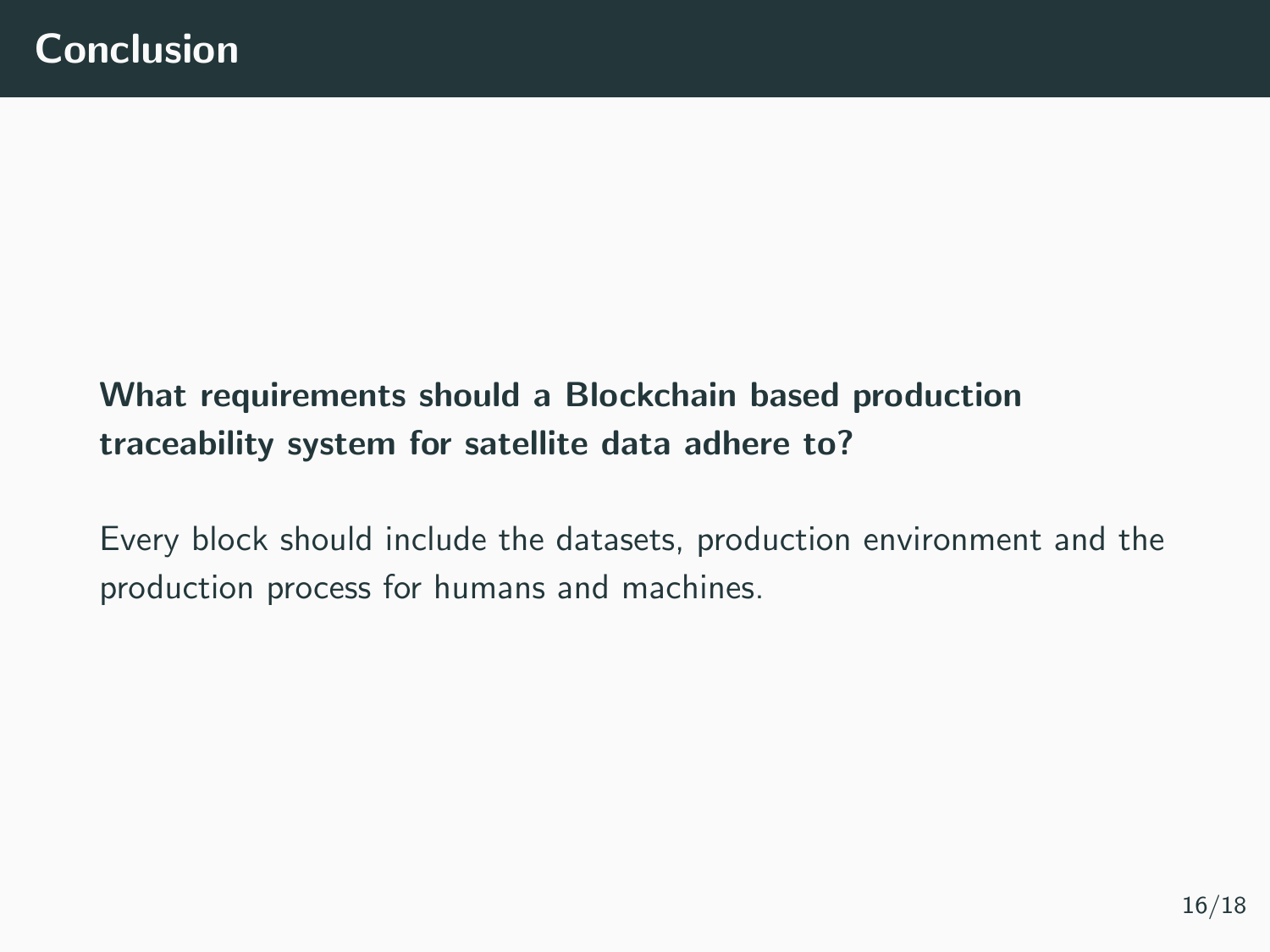# Conclusion

**What requirements should a Blockchain based production traceability system for satellite data adhere to?**

Every block should include the datasets, production environment and the production process for humans and machines.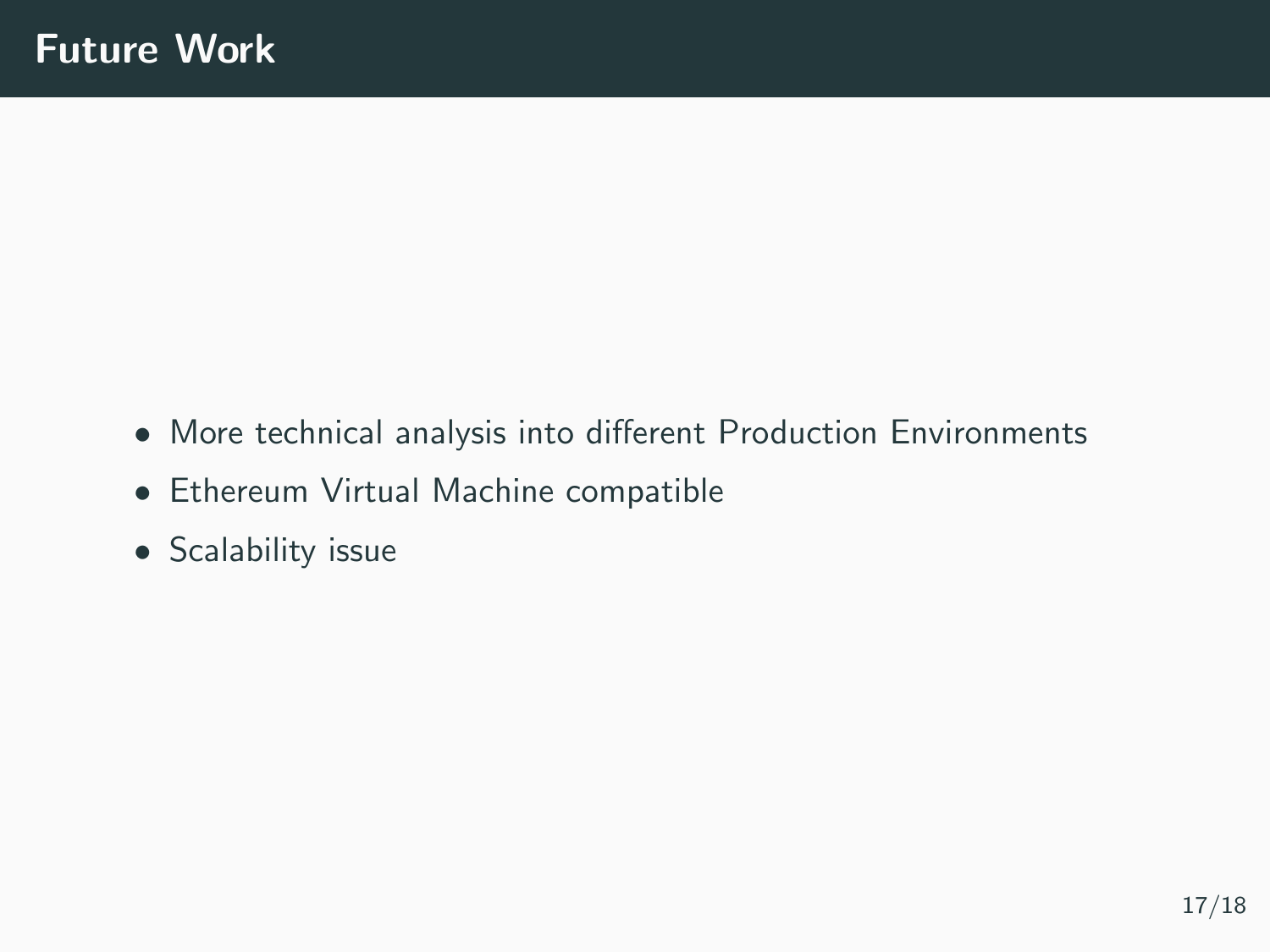# Future Work

- More technical analysis into different Production Environments
- Ethereum Virtual Machine compatible
- Scalability issue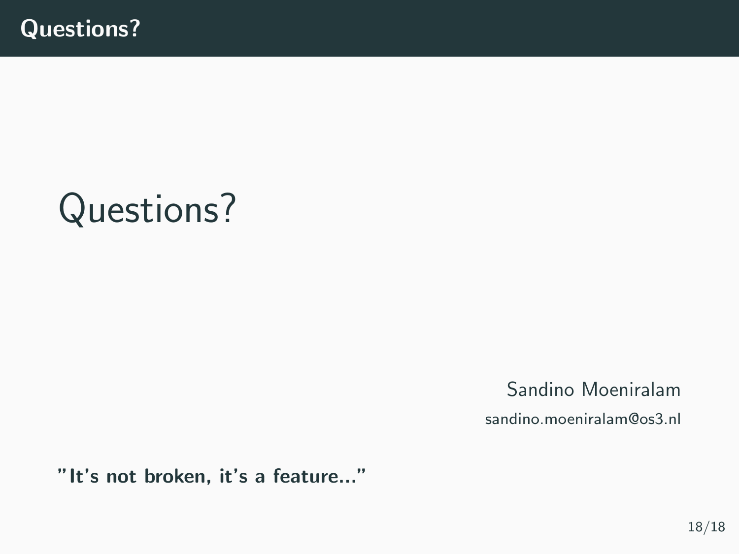# Questions?

Questions?

Sandino Moeniralam

sandino.moeniralam@os3.nl

**"It's not broken, it's a feature..."**